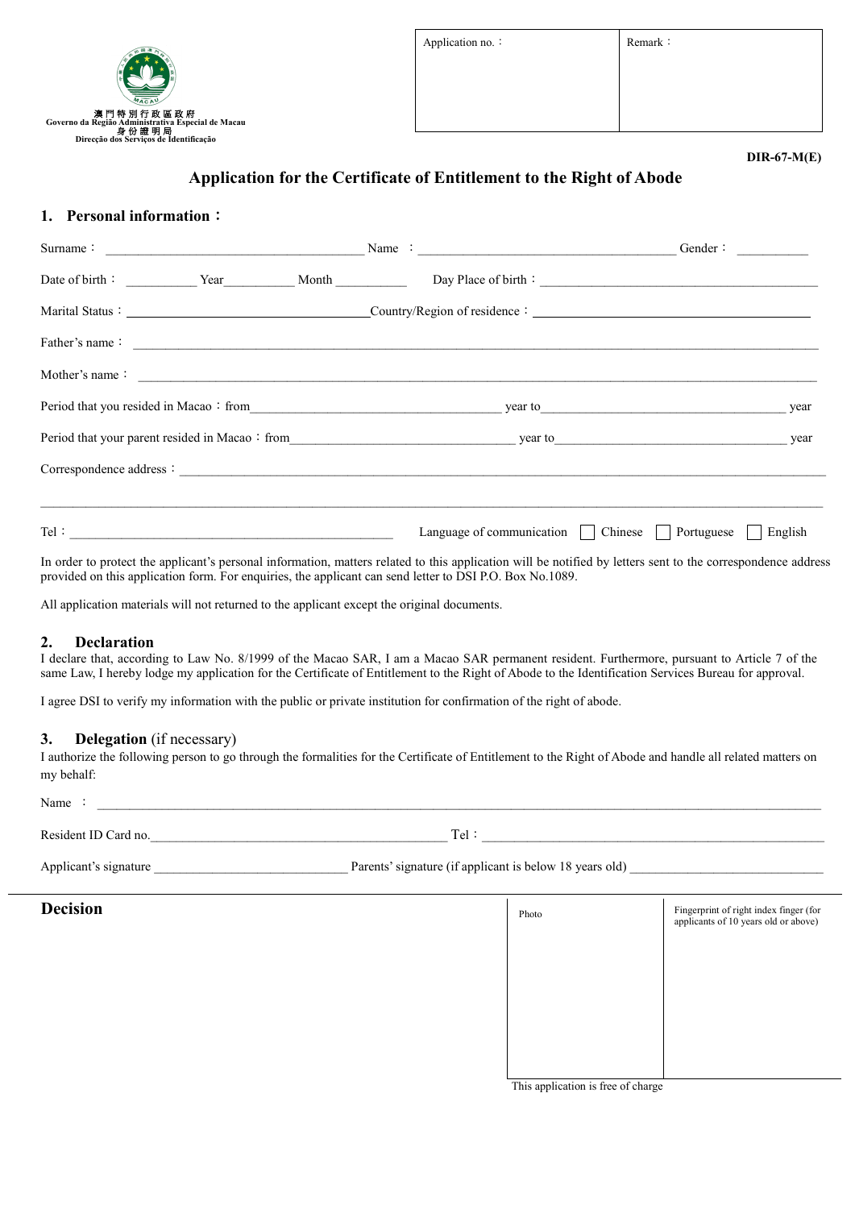澳門特別行政區政府
Governo da Região Administrativa Especial de Macau
身份證明局
Direcção dos Serviços de Identificação

| Application no.： | Remark： |
| --- | --- |
| | |

DIR-67-M(E)

# Application for the Certificate of Entitlement to the Right of Abode

## 1. Personal information：

Surname： ______________________ Name ： ______________________ Gender： __________

Date of birth： __________ Year__________ Month __________ Day Place of birth： ______________________

Marital Status： ______________________ Country/Region of residence： ______________________

Father's name： ____________________________________________

Mother's name： ____________________________________________

Period that you resided in Macao：from______________________ year to______________________ year

Period that your parent resided in Macao：from______________________ year to______________________ year

Correspondence address：____________________________________________

____________________________________________

Tel：______________________ Language of communication ☐ Chinese ☐ Portuguese ☐ English

In order to protect the applicant's personal information, matters related to this application will be notified by letters sent to the correspondence address provided on this application form. For enquiries, the applicant can send letter to DSI P.O. Box No.1089.

All application materials will not returned to the applicant except the original documents.

## 2. Declaration

I declare that, according to Law No. 8/1999 of the Macao SAR, I am a Macao SAR permanent resident. Furthermore, pursuant to Article 7 of the same Law, I hereby lodge my application for the Certificate of Entitlement to the Right of Abode to the Identification Services Bureau for approval.

I agree DSI to verify my information with the public or private institution for confirmation of the right of abode.

## 3. Delegation (if necessary)

I authorize the following person to go through the formalities for the Certificate of Entitlement to the Right of Abode and handle all related matters on my behalf:

Name ： ____________________________________________

Resident ID Card no.______________________ Tel：______________________

Applicant's signature ______________________ Parents' signature (if applicant is below 18 years old) ______________________

## Decision

| Photo | Fingerprint of right index finger (for applicants of 10 years old or above) |
| --- | --- |
| | |

This application is free of charge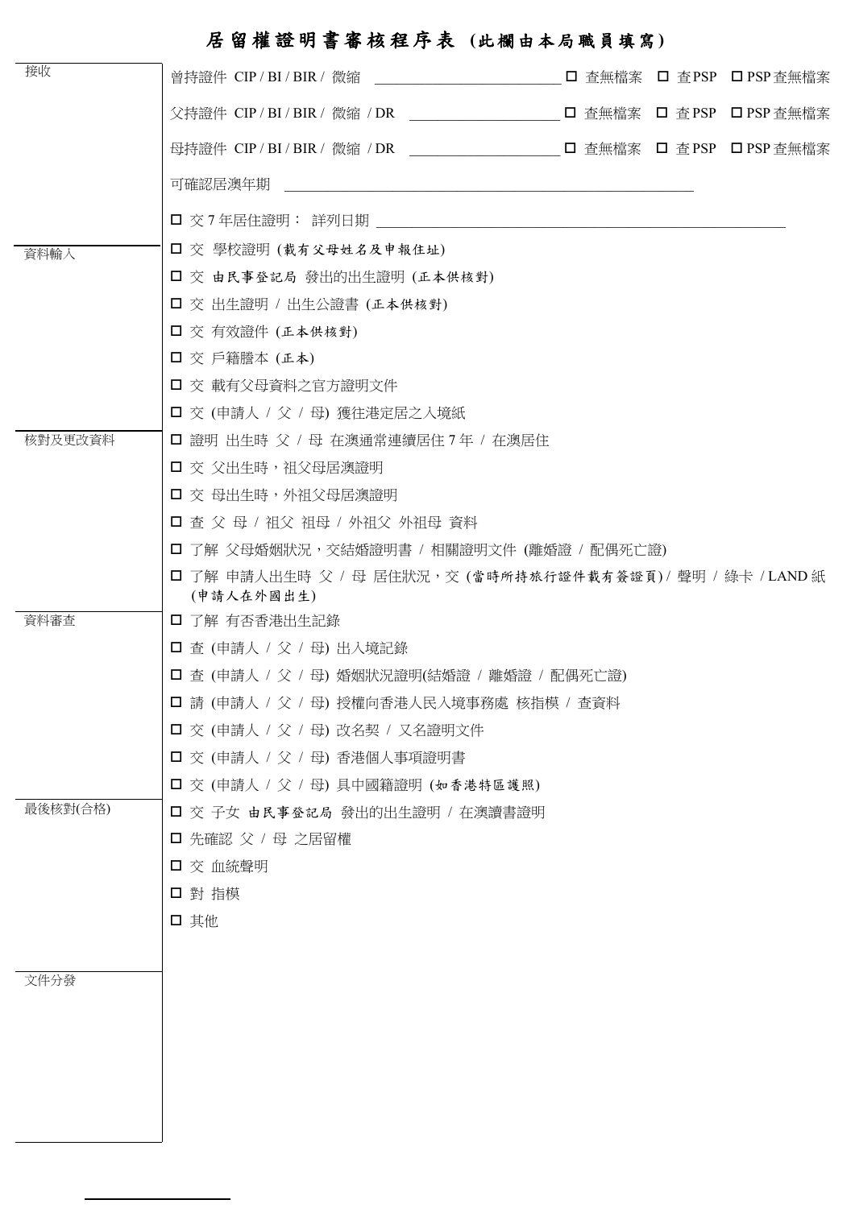# 居留權證明書審核程序表 (此欄由本局職員填寫)

| | |
|---|---|
| 接收 | 曾持證件 CIP / BI / BIR / 微縮 \_\_\_\_\_\_\_\_\_\_\_\_\_\_\_\_\_\_\_\_ ☐ 查無檔案 ☐ 查PSP ☐ PSP查無檔案 |
| | 父持證件 CIP / BI / BIR / 微縮 / DR \_\_\_\_\_\_\_\_\_\_\_\_\_\_\_\_\_\_\_\_ ☐ 查無檔案 ☐ 查PSP ☐ PSP查無檔案 |
| | 母持證件 CIP / BI / BIR / 微縮 / DR \_\_\_\_\_\_\_\_\_\_\_\_\_\_\_\_\_\_\_\_ ☐ 查無檔案 ☐ 查PSP ☐ PSP查無檔案 |
| | 可確認居澳年期 \_\_\_\_\_\_\_\_\_\_\_\_\_\_\_\_\_\_\_\_\_\_\_\_\_\_\_\_\_\_\_\_\_\_\_\_\_\_\_\_ |
| | ☐ 交 7 年居住證明： 詳列日期 \_\_\_\_\_\_\_\_\_\_\_\_\_\_\_\_\_\_\_\_\_\_\_\_\_\_\_\_\_\_\_\_\_\_\_\_\_\_\_\_ |
| 資料輸入 | ☐ 交 學校證明 (載有父母姓名及申報住址) |
| | ☐ 交 由民事登記局 發出的出生證明 (正本供核對) |
| | ☐ 交 出生證明 / 出生公證書 (正本供核對) |
| | ☐ 交 有效證件 (正本供核對) |
| | ☐ 交 戶籍謄本 (正本) |
| | ☐ 交 載有父母資料之官方證明文件 |
| | ☐ 交 (申請人 / 父 / 母) 獲往港定居之入境紙 |
| 核對及更改資料 | ☐ 證明 出生時 父 / 母 在澳通常連續居住 7 年 / 在澳居住 |
| | ☐ 交 父出生時，祖父母居澳證明 |
| | ☐ 交 母出生時，外祖父母居澳證明 |
| | ☐ 查 父 母 / 祖父 祖母 / 外祖父 外祖母 資料 |
| | ☐ 了解 父母婚姻狀況，交結婚證明書 / 相關證明文件 (離婚證 / 配偶死亡證) |
| | ☐ 了解 申請人出生時 父 / 母 居住狀況，交 (當時所持旅行證件載有簽證頁) / 聲明 / 綠卡 / LAND 紙 (申請人在外國出生) |
| 資料審查 | ☐ 了解 有否香港出生記錄 |
| | ☐ 查 (申請人 / 父 / 母) 出入境記錄 |
| | ☐ 查 (申請人 / 父 / 母) 婚姻狀況證明(結婚證 / 離婚證 / 配偶死亡證) |
| | ☐ 請 (申請人 / 父 / 母) 授權向香港人民入境事務處 核指模 / 查資料 |
| | ☐ 交 (申請人 / 父 / 母) 改名契 / 又名證明文件 |
| | ☐ 交 (申請人 / 父 / 母) 香港個人事項證明書 |
| | ☐ 交 (申請人 / 父 / 母) 具中國籍證明 (如香港特區護照) |
| 最後核對(合格) | ☐ 交 子女 由民事登記局 發出的出生證明 / 在澳讀書證明 |
| | ☐ 先確認 父 / 母 之居留權 |
| | ☐ 交 血統聲明 |
| | ☐ 對 指模 |
| | ☐ 其他 |
| 文件分發 | |